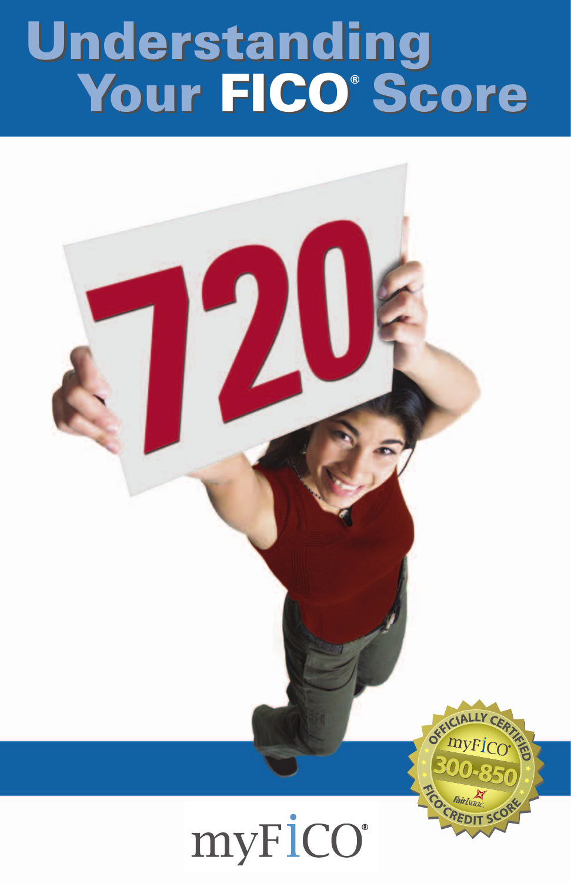# Understanding Your FICO® Score

720

OFFICIALLY CERTIFIED myFICO® 300-850 Fair Isaac FICO® CREDIT SCORE

myFICO®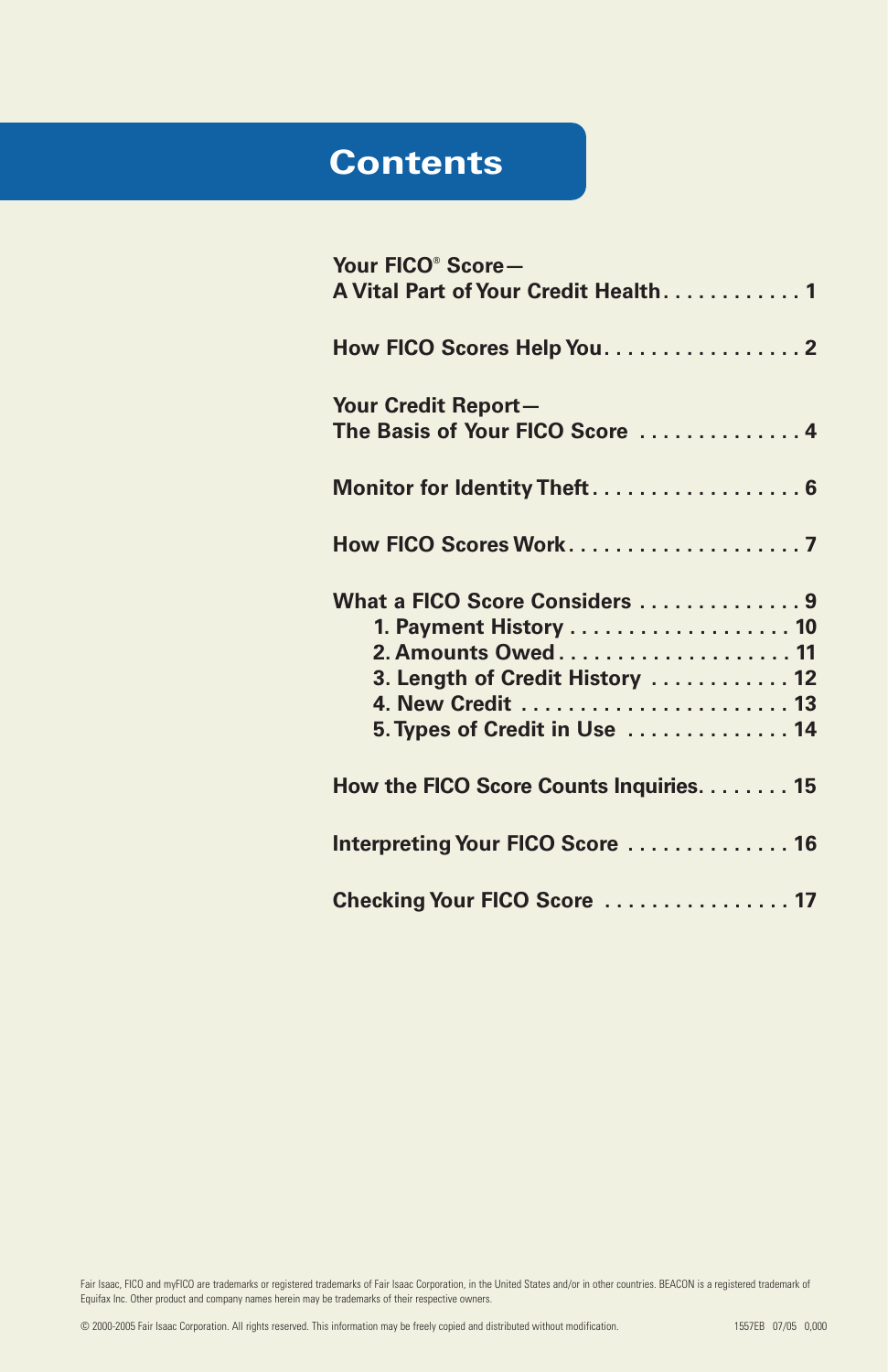# Contents

**Your FICO® Score— A Vital Part of Your Credit Health** . . . . . . . . . . . . 1

**How FICO Scores Help You** . . . . . . . . . . . . . . . . . 2

**Your Credit Report— The Basis of Your FICO Score** . . . . . . . . . . . . . . 4

**Monitor for Identity Theft** . . . . . . . . . . . . . . . . . . 6

**How FICO Scores Work** . . . . . . . . . . . . . . . . . . . . 7

**What a FICO Score Considers** . . . . . . . . . . . . . . 9

- **1. Payment History** . . . . . . . . . . . . . . . . . . . 10
- **2. Amounts Owed** . . . . . . . . . . . . . . . . . . . . 11
- **3. Length of Credit History** . . . . . . . . . . . . 12
- **4. New Credit** . . . . . . . . . . . . . . . . . . . . . . . 13
- **5. Types of Credit in Use** . . . . . . . . . . . . . 14

**How the FICO Score Counts Inquiries** . . . . . . . . 15

**Interpreting Your FICO Score** . . . . . . . . . . . . . . 16

**Checking Your FICO Score** . . . . . . . . . . . . . . . . 17

Fair Isaac, FICO and myFICO are trademarks or registered trademarks of Fair Isaac Corporation, in the United States and/or in other countries. BEACON is a registered trademark of Equifax Inc. Other product and company names herein may be trademarks of their respective owners.

© 2000-2005 Fair Isaac Corporation. All rights reserved. This information may be freely copied and distributed without modification. 1557EB 07/05 0,000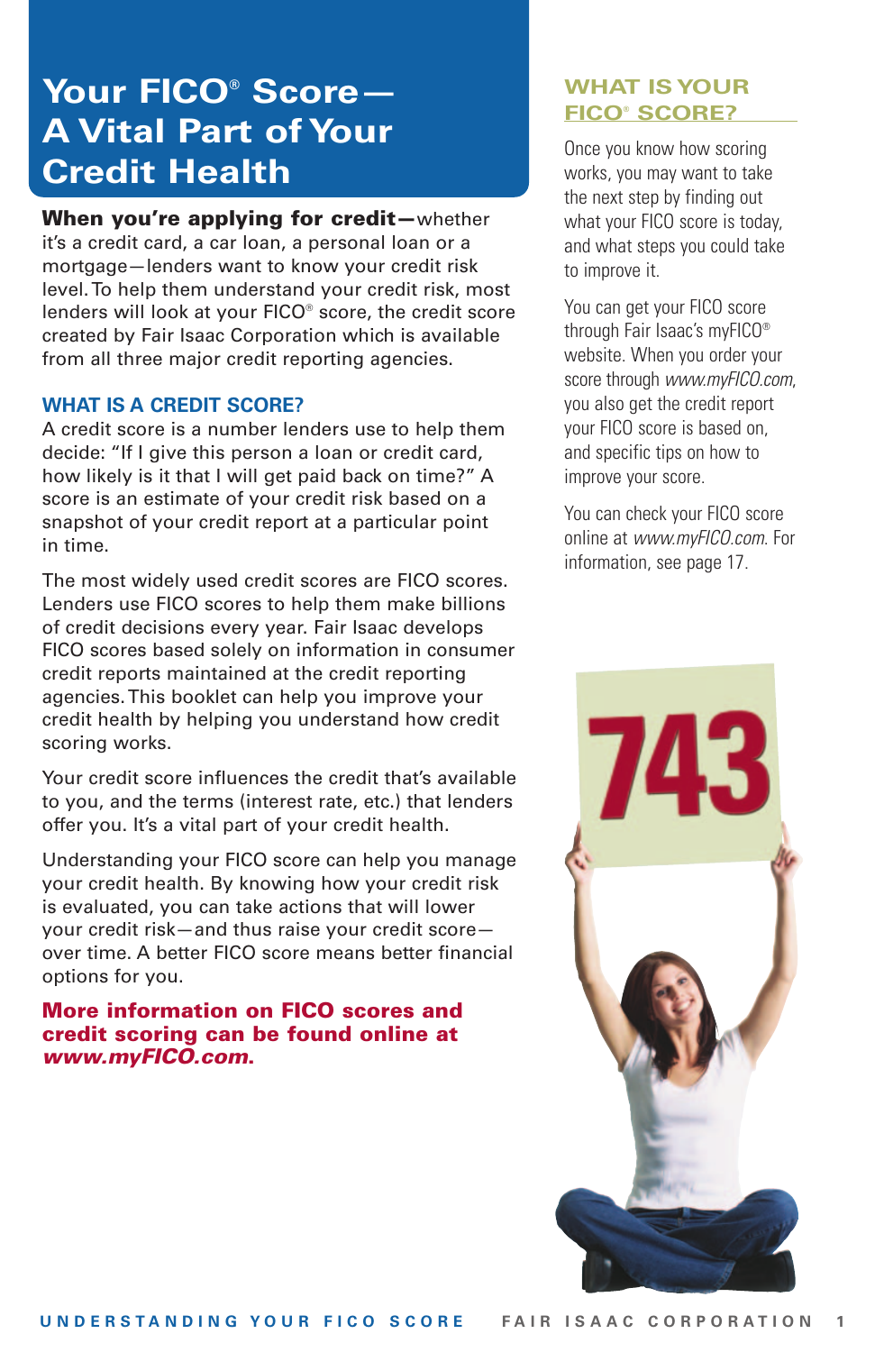# Your FICO® Score—A Vital Part of Your Credit Health

**When you're applying for credit—**whether it's a credit card, a car loan, a personal loan or a mortgage—lenders want to know your credit risk level. To help them understand your credit risk, most lenders will look at your FICO® score, the credit score created by Fair Isaac Corporation which is available from all three major credit reporting agencies.

## WHAT IS A CREDIT SCORE?

A credit score is a number lenders use to help them decide: "If I give this person a loan or credit card, how likely is it that I will get paid back on time?" A score is an estimate of your credit risk based on a snapshot of your credit report at a particular point in time.

The most widely used credit scores are FICO scores. Lenders use FICO scores to help them make billions of credit decisions every year. Fair Isaac develops FICO scores based solely on information in consumer credit reports maintained at the credit reporting agencies. This booklet can help you improve your credit health by helping you understand how credit scoring works.

Your credit score influences the credit that's available to you, and the terms (interest rate, etc.) that lenders offer you. It's a vital part of your credit health.

Understanding your FICO score can help you manage your credit health. By knowing how your credit risk is evaluated, you can take actions that will lower your credit risk—and thus raise your credit score—over time. A better FICO score means better financial options for you.

**More information on FICO scores and credit scoring can be found online at *www.myFICO.com*.**

## WHAT IS YOUR FICO® SCORE?

Once you know how scoring works, you may want to take the next step by finding out what your FICO score is today, and what steps you could take to improve it.

You can get your FICO score through Fair Isaac's myFICO® website. When you order your score through *www.myFICO.com*, you also get the credit report your FICO score is based on, and specific tips on how to improve your score.

You can check your FICO score online at *www.myFICO.com*. For information, see page 17.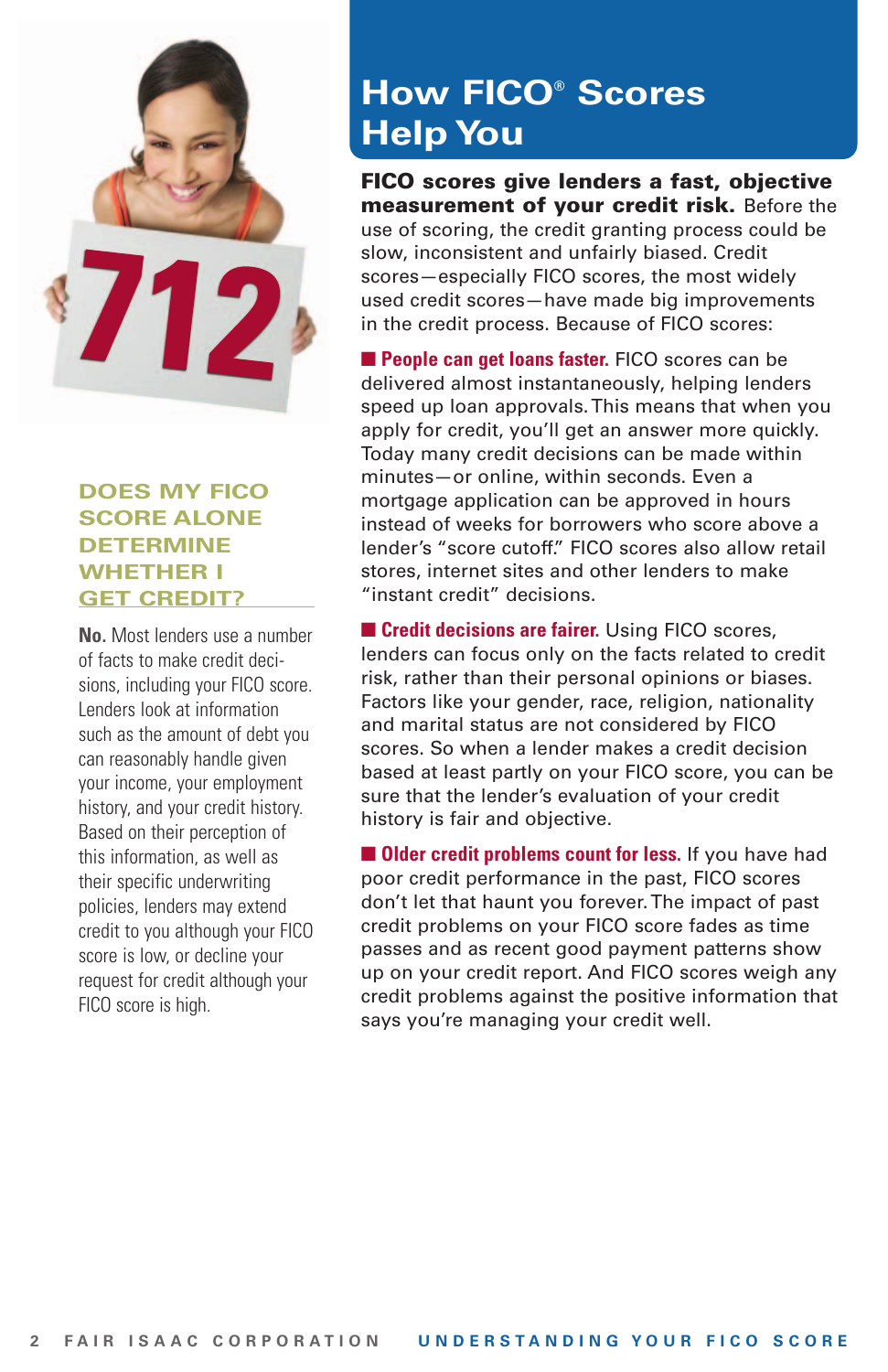# How FICO® Scores Help You

**FICO scores give lenders a fast, objective measurement of your credit risk.** Before the use of scoring, the credit granting process could be slow, inconsistent and unfairly biased. Credit scores—especially FICO scores, the most widely used credit scores—have made big improvements in the credit process. Because of FICO scores:

- **People can get loans faster.** FICO scores can be delivered almost instantaneously, helping lenders speed up loan approvals. This means that when you apply for credit, you'll get an answer more quickly. Today many credit decisions can be made within minutes—or online, within seconds. Even a mortgage application can be approved in hours instead of weeks for borrowers who score above a lender's "score cutoff." FICO scores also allow retail stores, internet sites and other lenders to make "instant credit" decisions.

- **Credit decisions are fairer.** Using FICO scores, lenders can focus only on the facts related to credit risk, rather than their personal opinions or biases. Factors like your gender, race, religion, nationality and marital status are not considered by FICO scores. So when a lender makes a credit decision based at least partly on your FICO score, you can be sure that the lender's evaluation of your credit history is fair and objective.

- **Older credit problems count for less.** If you have had poor credit performance in the past, FICO scores don't let that haunt you forever. The impact of past credit problems on your FICO score fades as time passes and as recent good payment patterns show up on your credit report. And FICO scores weigh any credit problems against the positive information that says you're managing your credit well.

## DOES MY FICO SCORE ALONE DETERMINE WHETHER I GET CREDIT?

**No.** Most lenders use a number of facts to make credit decisions, including your FICO score. Lenders look at information such as the amount of debt you can reasonably handle given your income, your employment history, and your credit history. Based on their perception of this information, as well as their specific underwriting policies, lenders may extend credit to you although your FICO score is low, or decline your request for credit although your FICO score is high.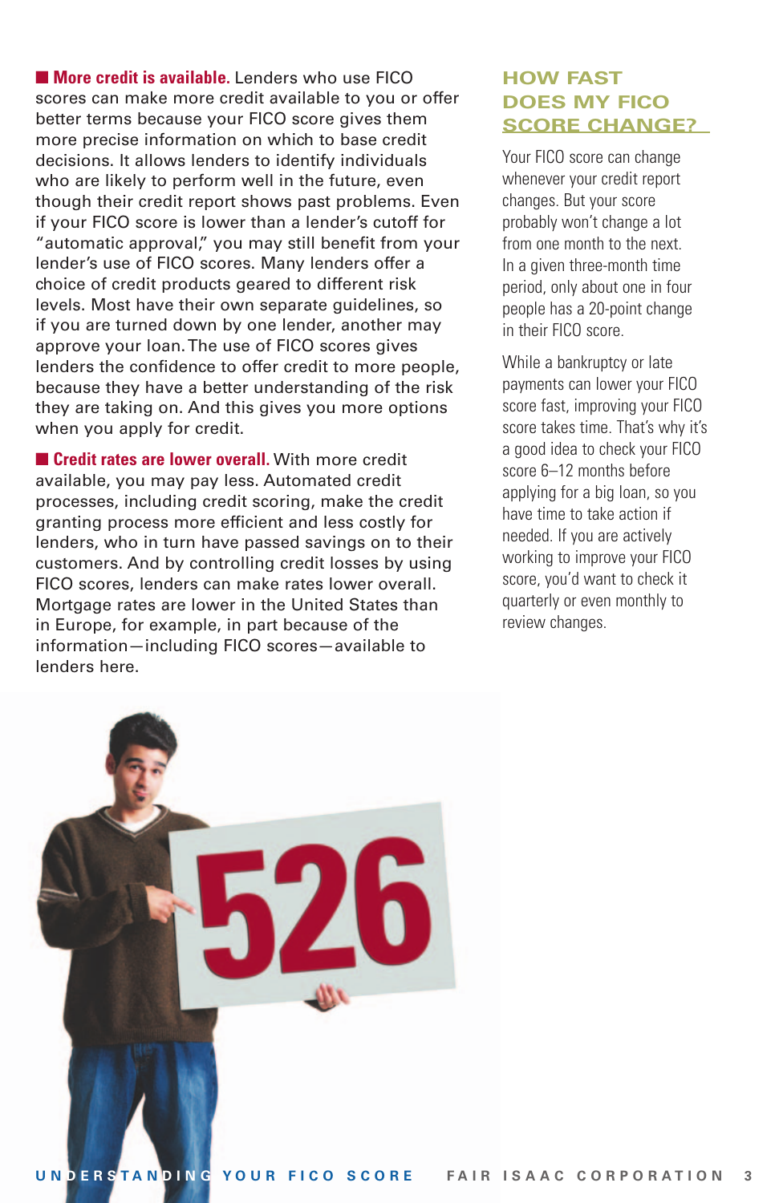**More credit is available.** Lenders who use FICO scores can make more credit available to you or offer better terms because your FICO score gives them more precise information on which to base credit decisions. It allows lenders to identify individuals who are likely to perform well in the future, even though their credit report shows past problems. Even if your FICO score is lower than a lender's cutoff for "automatic approval," you may still benefit from your lender's use of FICO scores. Many lenders offer a choice of credit products geared to different risk levels. Most have their own separate guidelines, so if you are turned down by one lender, another may approve your loan. The use of FICO scores gives lenders the confidence to offer credit to more people, because they have a better understanding of the risk they are taking on. And this gives you more options when you apply for credit.

**Credit rates are lower overall.** With more credit available, you may pay less. Automated credit processes, including credit scoring, make the credit granting process more efficient and less costly for lenders, who in turn have passed savings on to their customers. And by controlling credit losses by using FICO scores, lenders can make rates lower overall. Mortgage rates are lower in the United States than in Europe, for example, in part because of the information—including FICO scores—available to lenders here.

## HOW FAST DOES MY FICO SCORE CHANGE?

Your FICO score can change whenever your credit report changes. But your score probably won't change a lot from one month to the next. In a given three-month time period, only about one in four people has a 20-point change in their FICO score.

While a bankruptcy or late payments can lower your FICO score fast, improving your FICO score takes time. That's why it's a good idea to check your FICO score 6–12 months before applying for a big loan, so you have time to take action if needed. If you are actively working to improve your FICO score, you'd want to check it quarterly or even monthly to review changes.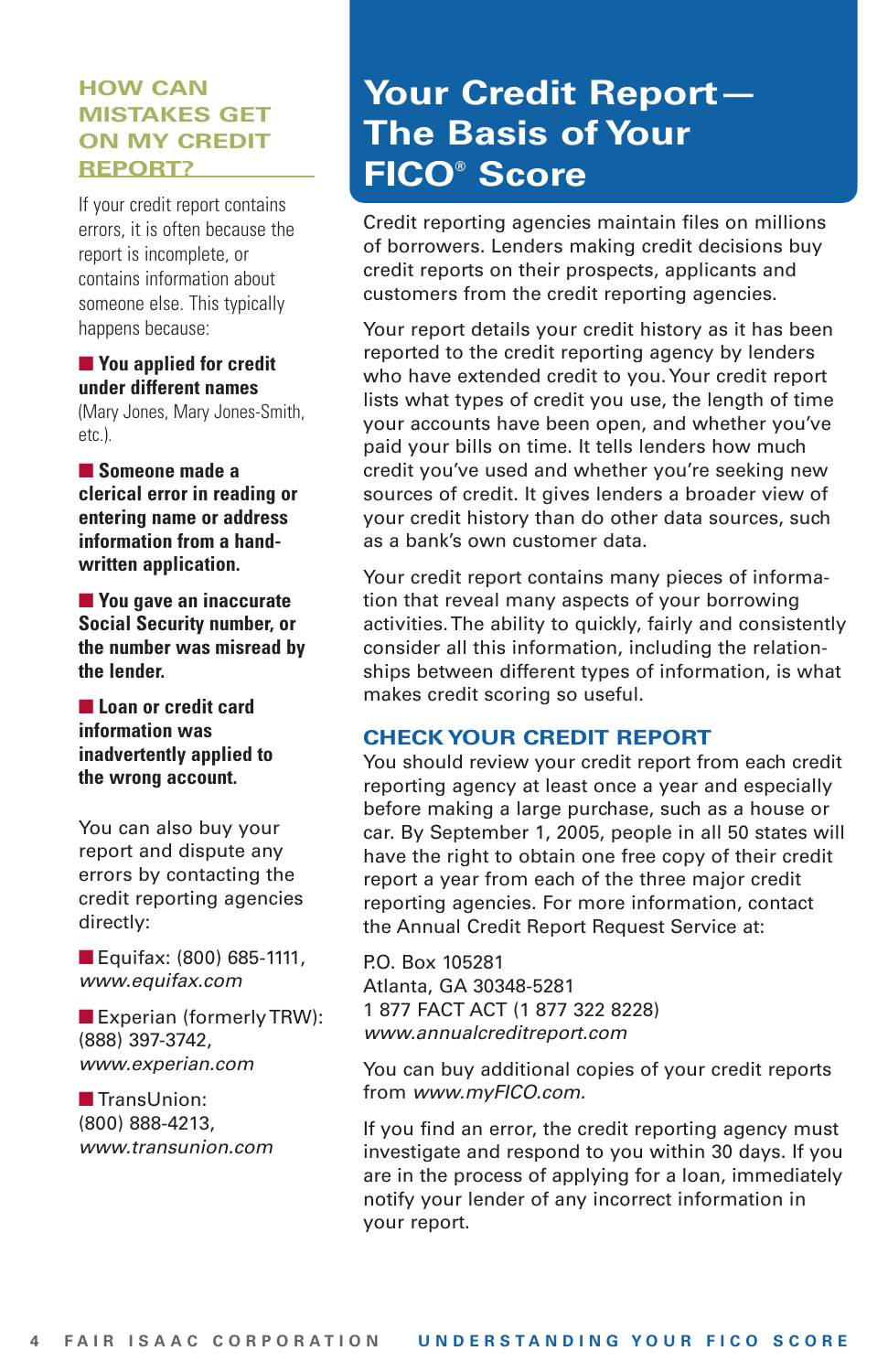# Your Credit Report—The Basis of Your FICO® Score

Credit reporting agencies maintain files on millions of borrowers. Lenders making credit decisions buy credit reports on their prospects, applicants and customers from the credit reporting agencies.

Your report details your credit history as it has been reported to the credit reporting agency by lenders who have extended credit to you. Your credit report lists what types of credit you use, the length of time your accounts have been open, and whether you've paid your bills on time. It tells lenders how much credit you've used and whether you're seeking new sources of credit. It gives lenders a broader view of your credit history than do other data sources, such as a bank's own customer data.

Your credit report contains many pieces of information that reveal many aspects of your borrowing activities. The ability to quickly, fairly and consistently consider all this information, including the relationships between different types of information, is what makes credit scoring so useful.

## CHECK YOUR CREDIT REPORT

You should review your credit report from each credit reporting agency at least once a year and especially before making a large purchase, such as a house or car. By September 1, 2005, people in all 50 states will have the right to obtain one free copy of their credit report a year from each of the three major credit reporting agencies. For more information, contact the Annual Credit Report Request Service at:

P.O. Box 105281
Atlanta, GA 30348-5281
1 877 FACT ACT (1 877 322 8228)
*www.annualcreditreport.com*

You can buy additional copies of your credit reports from *www.myFICO.com.*

If you find an error, the credit reporting agency must investigate and respond to you within 30 days. If you are in the process of applying for a loan, immediately notify your lender of any incorrect information in your report.

## HOW CAN MISTAKES GET ON MY CREDIT REPORT?

If your credit report contains errors, it is often because the report is incomplete, or contains information about someone else. This typically happens because:

- **You applied for credit under different names** (Mary Jones, Mary Jones-Smith, etc.).
- **Someone made a clerical error in reading or entering name or address information from a hand-written application.**
- **You gave an inaccurate Social Security number, or the number was misread by the lender.**
- **Loan or credit card information was inadvertently applied to the wrong account.**

You can also buy your report and dispute any errors by contacting the credit reporting agencies directly:

- Equifax: (800) 685-1111, *www.equifax.com*
- Experian (formerly TRW): (888) 397-3742, *www.experian.com*
- TransUnion: (800) 888-4213, *www.transunion.com*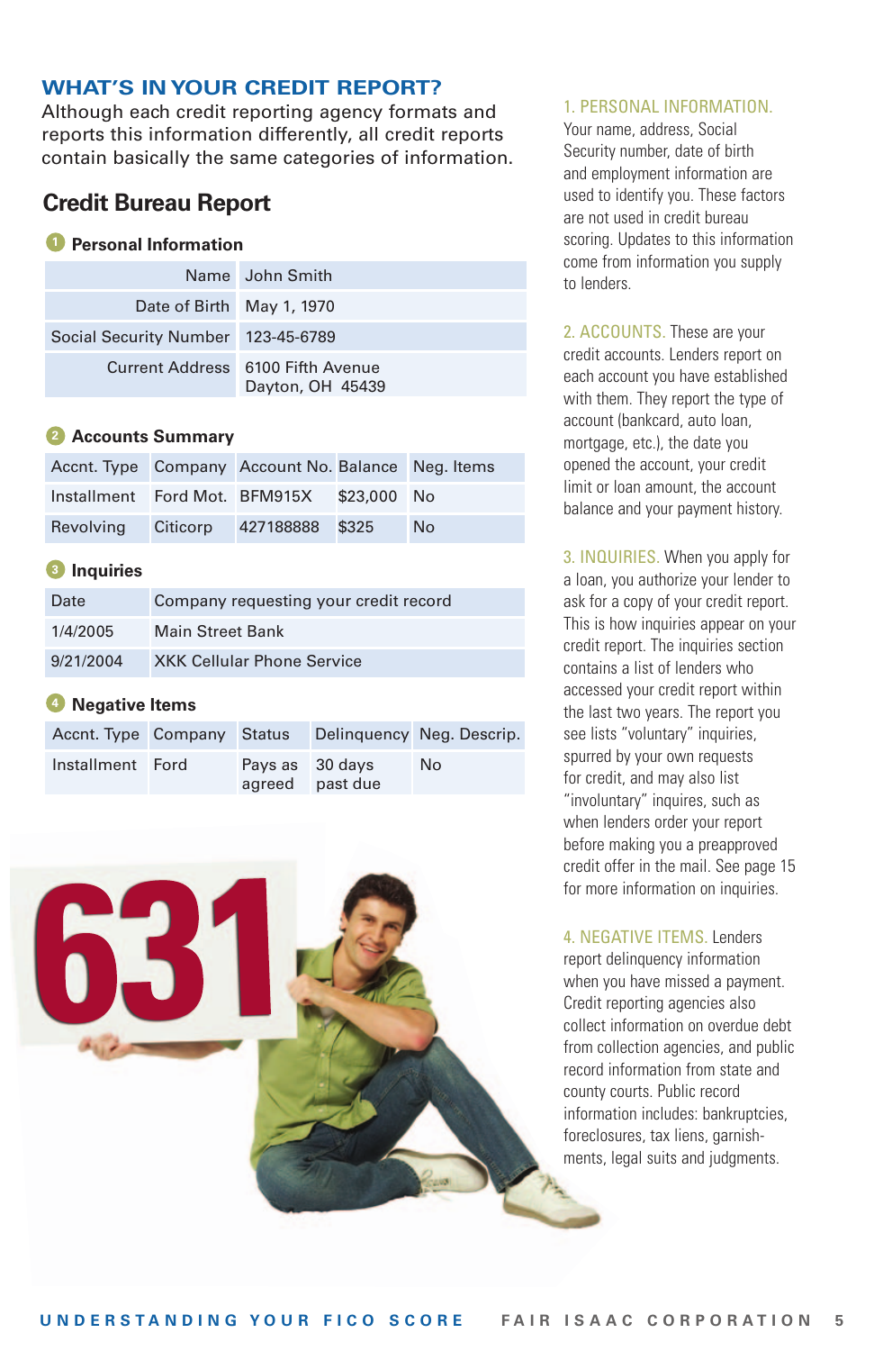## WHAT'S IN YOUR CREDIT REPORT?

Although each credit reporting agency formats and reports this information differently, all credit reports contain basically the same categories of information.

### Credit Bureau Report

**1 Personal Information**

| | |
|---|---|
| Name | John Smith |
| Date of Birth | May 1, 1970 |
| Social Security Number | 123-45-6789 |
| Current Address | 6100 Fifth Avenue Dayton, OH 45439 |

**2 Accounts Summary**

| Accnt. Type | Company | Account No. | Balance | Neg. Items |
|---|---|---|---|---|
| Installment | Ford Mot. | BFM915X | $23,000 | No |
| Revolving | Citicorp | 427188888 | $325 | No |

**3 Inquiries**

| Date | Company requesting your credit record |
|---|---|
| 1/4/2005 | Main Street Bank |
| 9/21/2004 | XKK Cellular Phone Service |

**4 Negative Items**

| Accnt. Type | Company | Status | Delinquency | Neg. Descrip. |
|---|---|---|---|---|
| Installment | Ford | Pays as agreed | 30 days past due | No |

631

1. PERSONAL INFORMATION. Your name, address, Social Security number, date of birth and employment information are used to identify you. These factors are not used in credit bureau scoring. Updates to this information come from information you supply to lenders.

2. ACCOUNTS. These are your credit accounts. Lenders report on each account you have established with them. They report the type of account (bankcard, auto loan, mortgage, etc.), the date you opened the account, your credit limit or loan amount, the account balance and your payment history.

3. INQUIRIES. When you apply for a loan, you authorize your lender to ask for a copy of your credit report. This is how inquiries appear on your credit report. The inquiries section contains a list of lenders who accessed your credit report within the last two years. The report you see lists "voluntary" inquiries, spurred by your own requests for credit, and may also list "involuntary" inquires, such as when lenders order your report before making you a preapproved credit offer in the mail. See page 15 for more information on inquiries.

4. NEGATIVE ITEMS. Lenders report delinquency information when you have missed a payment. Credit reporting agencies also collect information on overdue debt from collection agencies, and public record information from state and county courts. Public record information includes: bankruptcies, foreclosures, tax liens, garnish-ments, legal suits and judgments.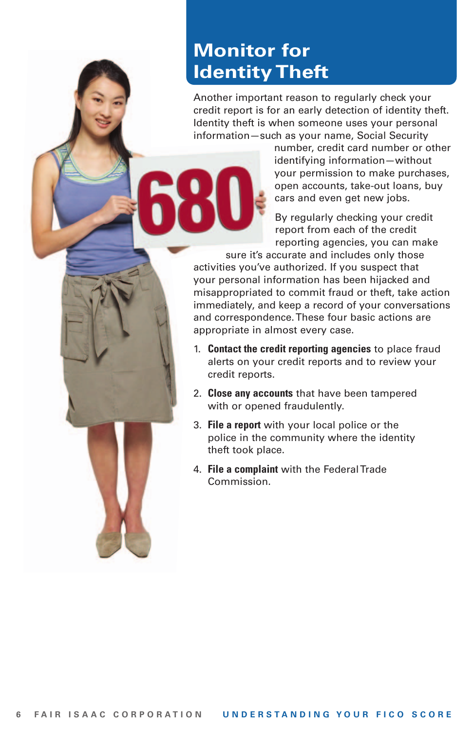# Monitor for Identity Theft

Another important reason to regularly check your credit report is for an early detection of identity theft. Identity theft is when someone uses your personal information—such as your name, Social Security number, credit card number or other identifying information—without your permission to make purchases, open accounts, take-out loans, buy cars and even get new jobs.

By regularly checking your credit report from each of the credit reporting agencies, you can make sure it's accurate and includes only those activities you've authorized. If you suspect that your personal information has been hijacked and misappropriated to commit fraud or theft, take action immediately, and keep a record of your conversations and correspondence. These four basic actions are appropriate in almost every case.

1. **Contact the credit reporting agencies** to place fraud alerts on your credit reports and to review your credit reports.
2. **Close any accounts** that have been tampered with or opened fraudulently.
3. **File a report** with your local police or the police in the community where the identity theft took place.
4. **File a complaint** with the Federal Trade Commission.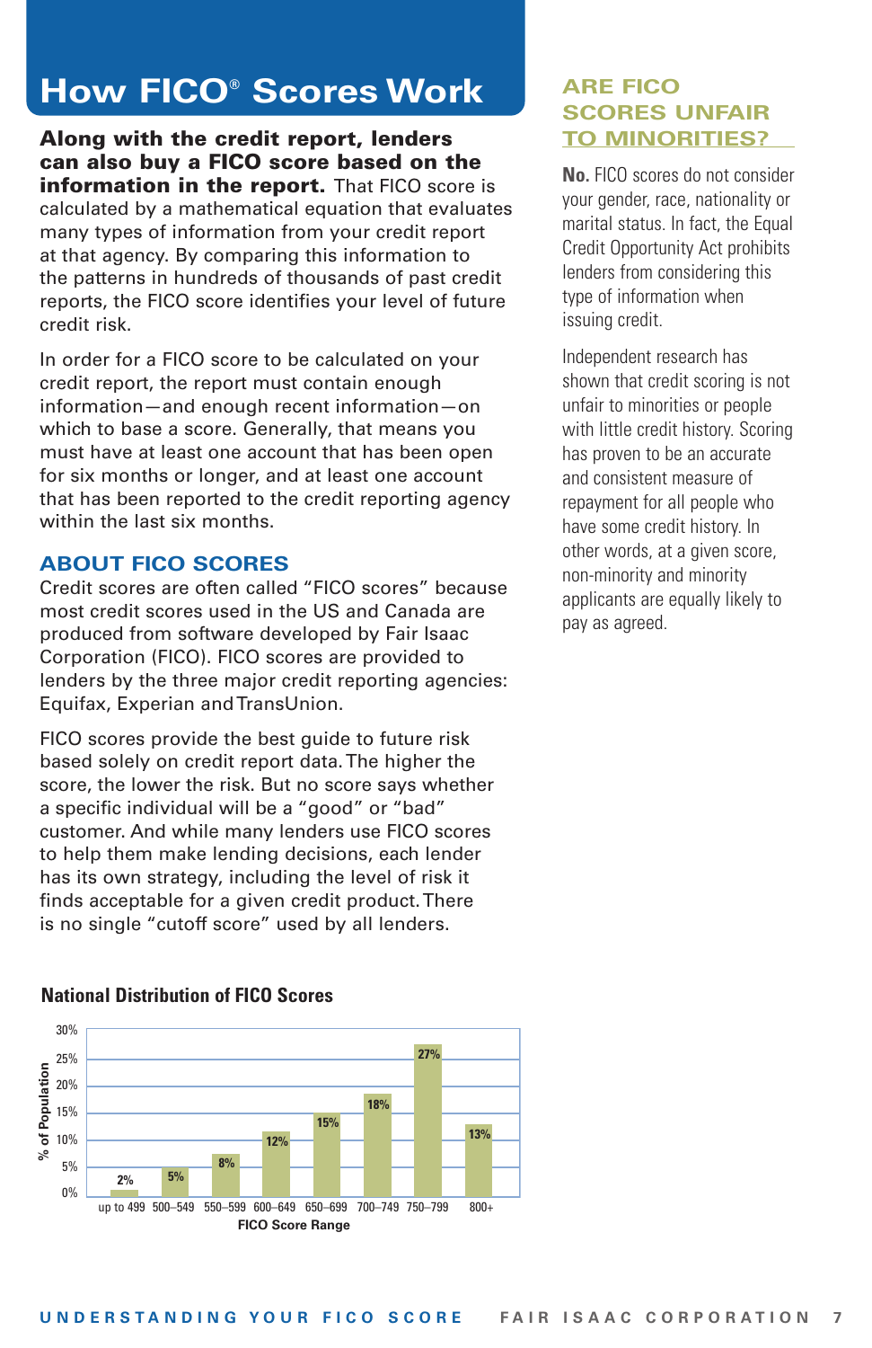# How FICO® Scores Work

**Along with the credit report, lenders can also buy a FICO score based on the information in the report.** That FICO score is calculated by a mathematical equation that evaluates many types of information from your credit report at that agency. By comparing this information to the patterns in hundreds of thousands of past credit reports, the FICO score identifies your level of future credit risk.

In order for a FICO score to be calculated on your credit report, the report must contain enough information—and enough recent information—on which to base a score. Generally, that means you must have at least one account that has been open for six months or longer, and at least one account that has been reported to the credit reporting agency within the last six months.

## ABOUT FICO SCORES

Credit scores are often called "FICO scores" because most credit scores used in the US and Canada are produced from software developed by Fair Isaac Corporation (FICO). FICO scores are provided to lenders by the three major credit reporting agencies: Equifax, Experian and TransUnion.

FICO scores provide the best guide to future risk based solely on credit report data. The higher the score, the lower the risk. But no score says whether a specific individual will be a "good" or "bad" customer. And while many lenders use FICO scores to help them make lending decisions, each lender has its own strategy, including the level of risk it finds acceptable for a given credit product. There is no single "cutoff score" used by all lenders.

**National Distribution of FICO Scores**

| FICO Score Range | % of Population |
|---|---|
| up to 499 | 2% |
| 500–549 | 5% |
| 550–599 | 8% |
| 600–649 | 12% |
| 650–699 | 15% |
| 700–749 | 18% |
| 750–799 | 27% |
| 800+ | 13% |

## ARE FICO SCORES UNFAIR TO MINORITIES?

**No.** FICO scores do not consider your gender, race, nationality or marital status. In fact, the Equal Credit Opportunity Act prohibits lenders from considering this type of information when issuing credit.

Independent research has shown that credit scoring is not unfair to minorities or people with little credit history. Scoring has proven to be an accurate and consistent measure of repayment for all people who have some credit history. In other words, at a given score, non-minority and minority applicants are equally likely to pay as agreed.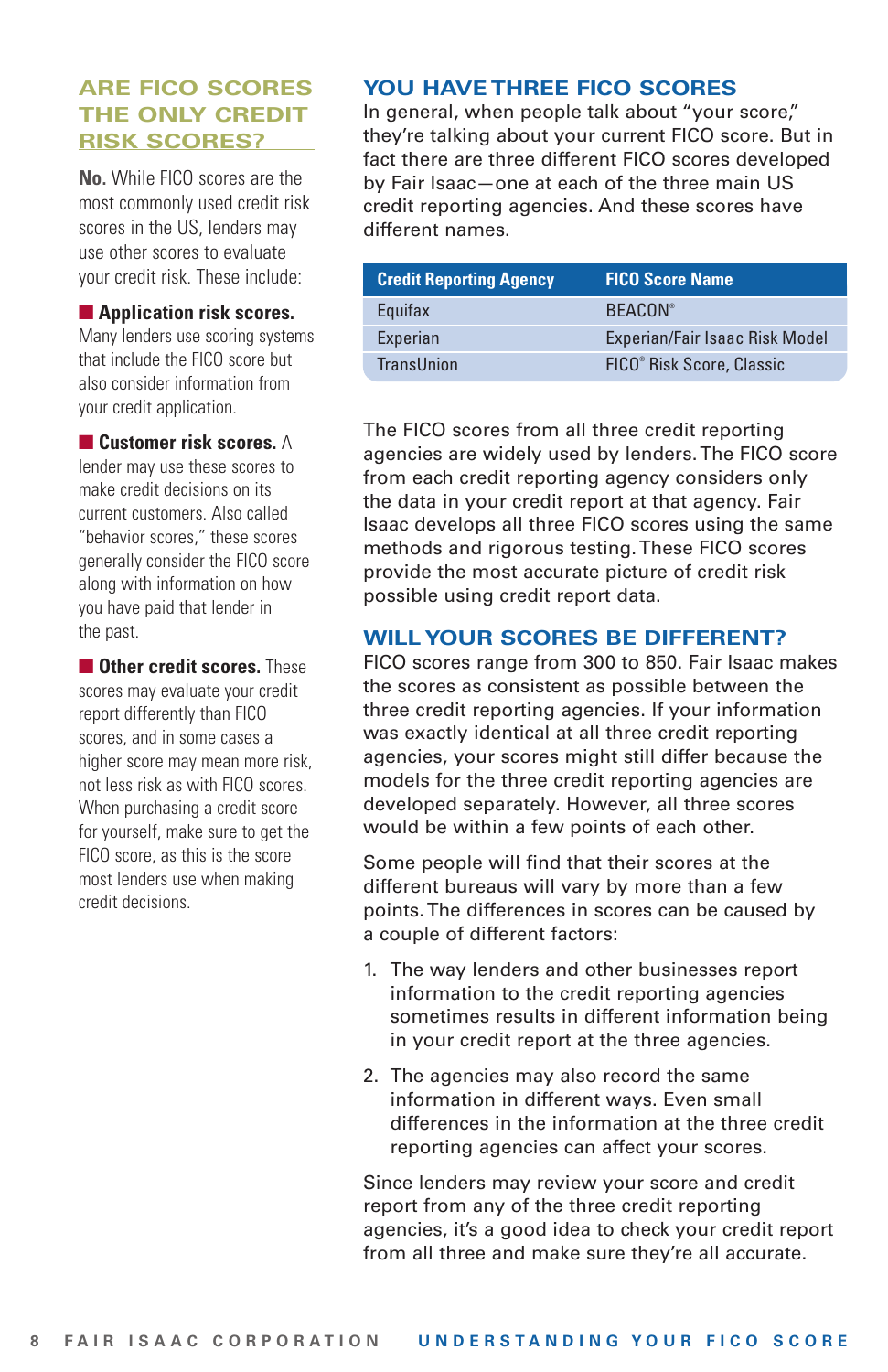## ARE FICO SCORES THE ONLY CREDIT RISK SCORES?

**No.** While FICO scores are the most commonly used credit risk scores in the US, lenders may use other scores to evaluate your credit risk. These include:

- **Application risk scores.** Many lenders use scoring systems that include the FICO score but also consider information from your credit application.
- **Customer risk scores.** A lender may use these scores to make credit decisions on its current customers. Also called "behavior scores," these scores generally consider the FICO score along with information on how you have paid that lender in the past.
- **Other credit scores.** These scores may evaluate your credit report differently than FICO scores, and in some cases a higher score may mean more risk, not less risk as with FICO scores. When purchasing a credit score for yourself, make sure to get the FICO score, as this is the score most lenders use when making credit decisions.

## YOU HAVE THREE FICO SCORES

In general, when people talk about "your score," they're talking about your current FICO score. But in fact there are three different FICO scores developed by Fair Isaac—one at each of the three main US credit reporting agencies. And these scores have different names.

| Credit Reporting Agency | FICO Score Name |
| --- | --- |
| Equifax | BEACON® |
| Experian | Experian/Fair Isaac Risk Model |
| TransUnion | FICO® Risk Score, Classic |

The FICO scores from all three credit reporting agencies are widely used by lenders. The FICO score from each credit reporting agency considers only the data in your credit report at that agency. Fair Isaac develops all three FICO scores using the same methods and rigorous testing. These FICO scores provide the most accurate picture of credit risk possible using credit report data.

## WILL YOUR SCORES BE DIFFERENT?

FICO scores range from 300 to 850. Fair Isaac makes the scores as consistent as possible between the three credit reporting agencies. If your information was exactly identical at all three credit reporting agencies, your scores might still differ because the models for the three credit reporting agencies are developed separately. However, all three scores would be within a few points of each other.

Some people will find that their scores at the different bureaus will vary by more than a few points. The differences in scores can be caused by a couple of different factors:

1. The way lenders and other businesses report information to the credit reporting agencies sometimes results in different information being in your credit report at the three agencies.
2. The agencies may also record the same information in different ways. Even small differences in the information at the three credit reporting agencies can affect your scores.

Since lenders may review your score and credit report from any of the three credit reporting agencies, it's a good idea to check your credit report from all three and make sure they're all accurate.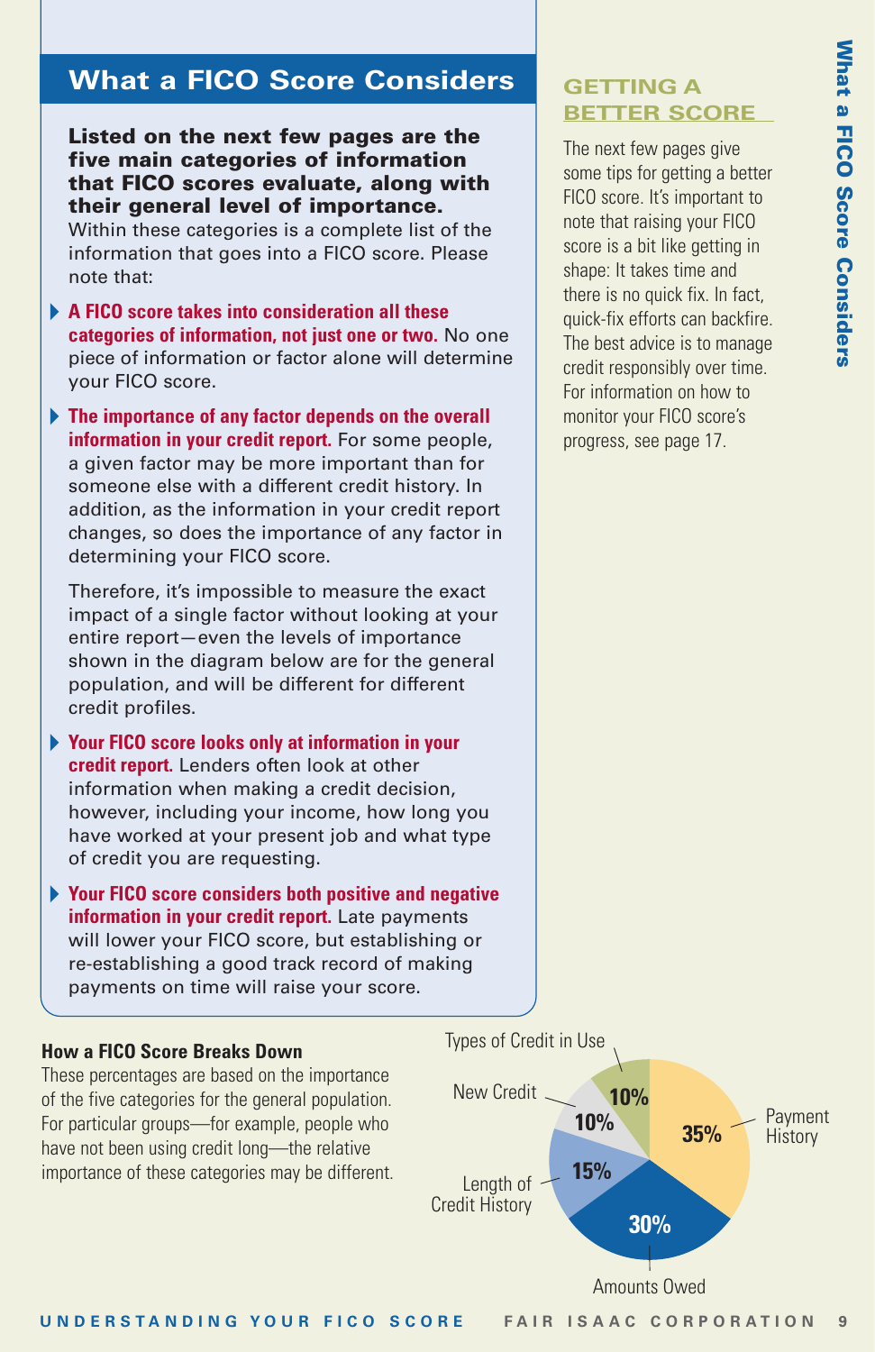## What a FICO Score Considers

**Listed on the next few pages are the five main categories of information that FICO scores evaluate, along with their general level of importance.** Within these categories is a complete list of the information that goes into a FICO score. Please note that:

- **A FICO score takes into consideration all these categories of information, not just one or two.** No one piece of information or factor alone will determine your FICO score.
- **The importance of any factor depends on the overall information in your credit report.** For some people, a given factor may be more important than for someone else with a different credit history. In addition, as the information in your credit report changes, so does the importance of any factor in determining your FICO score.

  Therefore, it's impossible to measure the exact impact of a single factor without looking at your entire report—even the levels of importance shown in the diagram below are for the general population, and will be different for different credit profiles.
- **Your FICO score looks only at information in your credit report.** Lenders often look at other information when making a credit decision, however, including your income, how long you have worked at your present job and what type of credit you are requesting.
- **Your FICO score considers both positive and negative information in your credit report.** Late payments will lower your FICO score, but establishing or re-establishing a good track record of making payments on time will raise your score.

### GETTING A BETTER SCORE

The next few pages give some tips for getting a better FICO score. It's important to note that raising your FICO score is a bit like getting in shape: It takes time and there is no quick fix. In fact, quick-fix efforts can backfire. The best advice is to manage credit responsibly over time. For information on how to monitor your FICO score's progress, see page 17.

### How a FICO Score Breaks Down

These percentages are based on the importance of the five categories for the general population. For particular groups—for example, people who have not been using credit long—the relative importance of these categories may be different.

| Category | Percentage |
| --- | --- |
| Payment History | 35% |
| Amounts Owed | 30% |
| Length of Credit History | 15% |
| New Credit | 10% |
| Types of Credit in Use | 10% |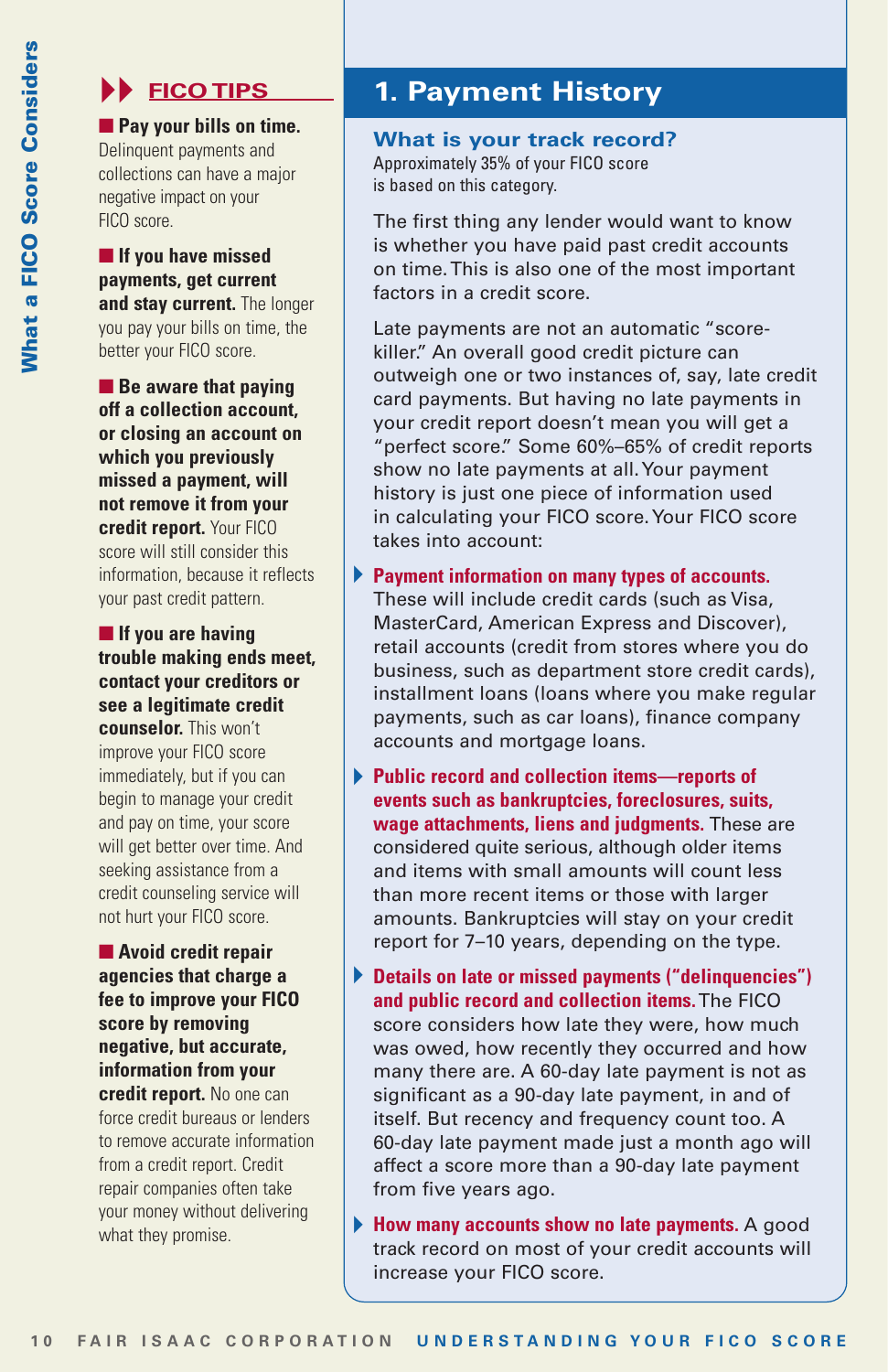## FICO TIPS

- **Pay your bills on time.** Delinquent payments and collections can have a major negative impact on your FICO score.
- **If you have missed payments, get current and stay current.** The longer you pay your bills on time, the better your FICO score.
- **Be aware that paying off a collection account, or closing an account on which you previously missed a payment, will not remove it from your credit report.** Your FICO score will still consider this information, because it reflects your past credit pattern.
- **If you are having trouble making ends meet, contact your creditors or see a legitimate credit counselor.** This won't improve your FICO score immediately, but if you can begin to manage your credit and pay on time, your score will get better over time. And seeking assistance from a credit counseling service will not hurt your FICO score.
- **Avoid credit repair agencies that charge a fee to improve your FICO score by removing negative, but accurate, information from your credit report.** No one can force credit bureaus or lenders to remove accurate information from a credit report. Credit repair companies often take your money without delivering what they promise.

## 1. Payment History

### What is your track record?

Approximately 35% of your FICO score is based on this category.

The first thing any lender would want to know is whether you have paid past credit accounts on time. This is also one of the most important factors in a credit score.

Late payments are not an automatic "score-killer." An overall good credit picture can outweigh one or two instances of, say, late credit card payments. But having no late payments in your credit report doesn't mean you will get a "perfect score." Some 60%–65% of credit reports show no late payments at all. Your payment history is just one piece of information used in calculating your FICO score. Your FICO score takes into account:

- **Payment information on many types of accounts.** These will include credit cards (such as Visa, MasterCard, American Express and Discover), retail accounts (credit from stores where you do business, such as department store credit cards), installment loans (loans where you make regular payments, such as car loans), finance company accounts and mortgage loans.
- **Public record and collection items—reports of events such as bankruptcies, foreclosures, suits, wage attachments, liens and judgments.** These are considered quite serious, although older items and items with small amounts will count less than more recent items or those with larger amounts. Bankruptcies will stay on your credit report for 7–10 years, depending on the type.
- **Details on late or missed payments ("delinquencies") and public record and collection items.** The FICO score considers how late they were, how much was owed, how recently they occurred and how many there are. A 60-day late payment is not as significant as a 90-day late payment, in and of itself. But recency and frequency count too. A 60-day late payment made just a month ago will affect a score more than a 90-day late payment from five years ago.
- **How many accounts show no late payments.** A good track record on most of your credit accounts will increase your FICO score.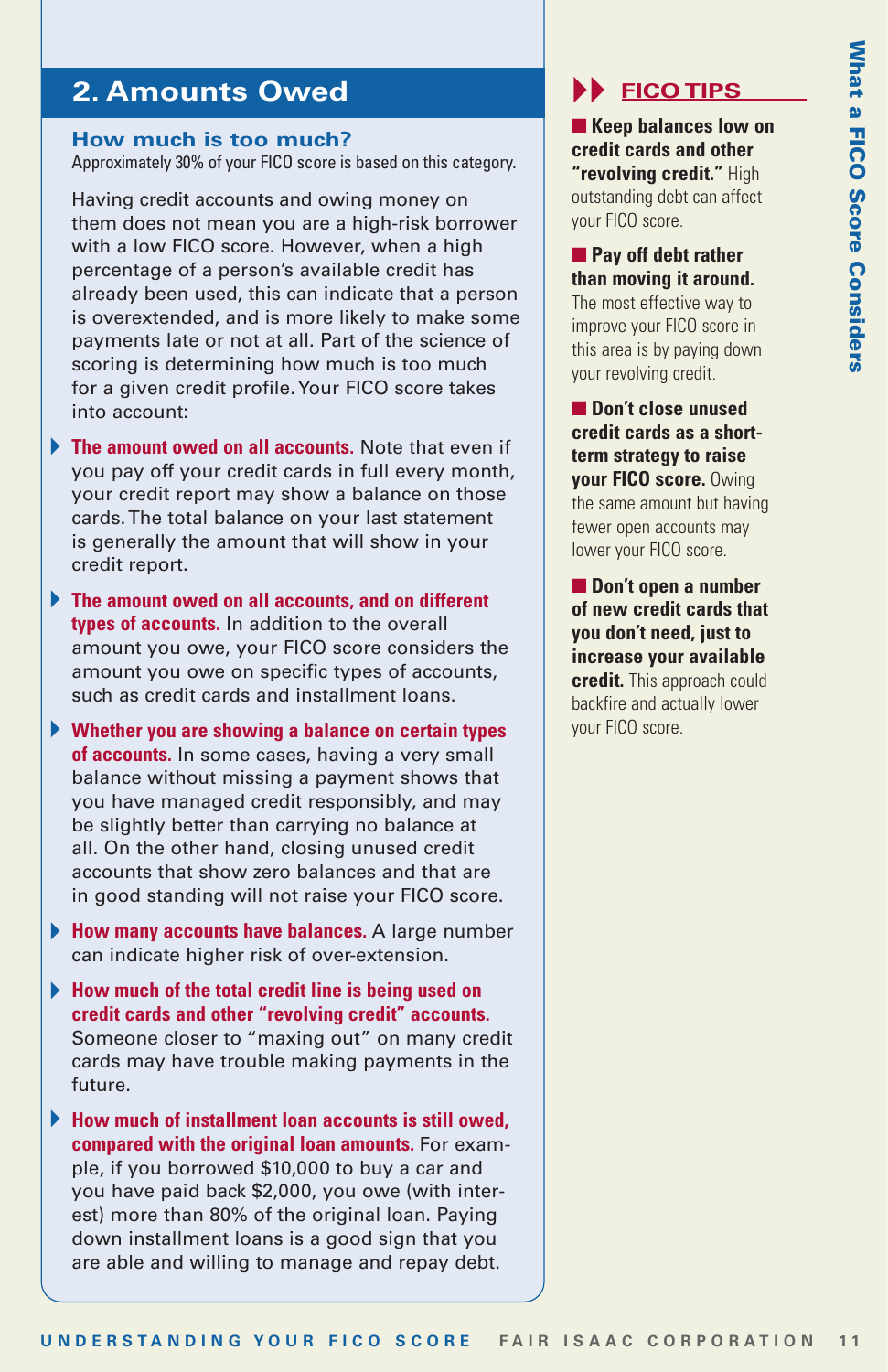## 2. Amounts Owed

### How much is too much?

Approximately 30% of your FICO score is based on this category.

Having credit accounts and owing money on them does not mean you are a high-risk borrower with a low FICO score. However, when a high percentage of a person's available credit has already been used, this can indicate that a person is overextended, and is more likely to make some payments late or not at all. Part of the science of scoring is determining how much is too much for a given credit profile. Your FICO score takes into account:

- **The amount owed on all accounts.** Note that even if you pay off your credit cards in full every month, your credit report may show a balance on those cards. The total balance on your last statement is generally the amount that will show in your credit report.
- **The amount owed on all accounts, and on different types of accounts.** In addition to the overall amount you owe, your FICO score considers the amount you owe on specific types of accounts, such as credit cards and installment loans.
- **Whether you are showing a balance on certain types of accounts.** In some cases, having a very small balance without missing a payment shows that you have managed credit responsibly, and may be slightly better than carrying no balance at all. On the other hand, closing unused credit accounts that show zero balances and that are in good standing will not raise your FICO score.
- **How many accounts have balances.** A large number can indicate higher risk of over-extension.
- **How much of the total credit line is being used on credit cards and other "revolving credit" accounts.** Someone closer to "maxing out" on many credit cards may have trouble making payments in the future.
- **How much of installment loan accounts is still owed, compared with the original loan amounts.** For example, if you borrowed $10,000 to buy a car and you have paid back $2,000, you owe (with interest) more than 80% of the original loan. Paying down installment loans is a good sign that you are able and willing to manage and repay debt.

### FICO TIPS

- **Keep balances low on credit cards and other "revolving credit."** High outstanding debt can affect your FICO score.
- **Pay off debt rather than moving it around.** The most effective way to improve your FICO score in this area is by paying down your revolving credit.
- **Don't close unused credit cards as a short-term strategy to raise your FICO score.** Owing the same amount but having fewer open accounts may lower your FICO score.
- **Don't open a number of new credit cards that you don't need, just to increase your available credit.** This approach could backfire and actually lower your FICO score.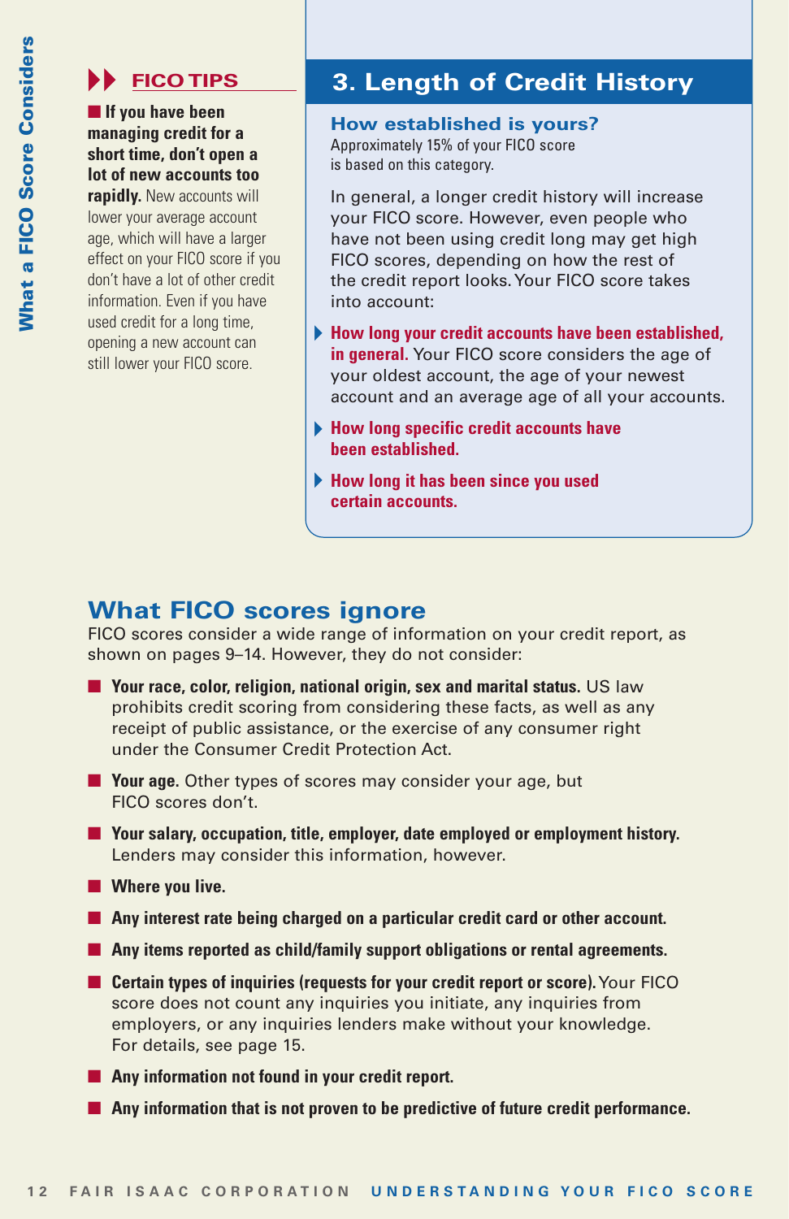### FICO TIPS

- **If you have been managing credit for a short time, don't open a lot of new accounts too rapidly.** New accounts will lower your average account age, which will have a larger effect on your FICO score if you don't have a lot of other credit information. Even if you have used credit for a long time, opening a new account can still lower your FICO score.

## 3. Length of Credit History

### How established is yours?

Approximately 15% of your FICO score is based on this category.

In general, a longer credit history will increase your FICO score. However, even people who have not been using credit long may get high FICO scores, depending on how the rest of the credit report looks. Your FICO score takes into account:

- **How long your credit accounts have been established, in general.** Your FICO score considers the age of your oldest account, the age of your newest account and an average age of all your accounts.
- **How long specific credit accounts have been established.**
- **How long it has been since you used certain accounts.**

## What FICO scores ignore

FICO scores consider a wide range of information on your credit report, as shown on pages 9–14. However, they do not consider:

- **Your race, color, religion, national origin, sex and marital status.** US law prohibits credit scoring from considering these facts, as well as any receipt of public assistance, or the exercise of any consumer right under the Consumer Credit Protection Act.
- **Your age.** Other types of scores may consider your age, but FICO scores don't.
- **Your salary, occupation, title, employer, date employed or employment history.** Lenders may consider this information, however.
- **Where you live.**
- **Any interest rate being charged on a particular credit card or other account.**
- **Any items reported as child/family support obligations or rental agreements.**
- **Certain types of inquiries (requests for your credit report or score).** Your FICO score does not count any inquiries you initiate, any inquiries from employers, or any inquiries lenders make without your knowledge. For details, see page 15.
- **Any information not found in your credit report.**
- **Any information that is not proven to be predictive of future credit performance.**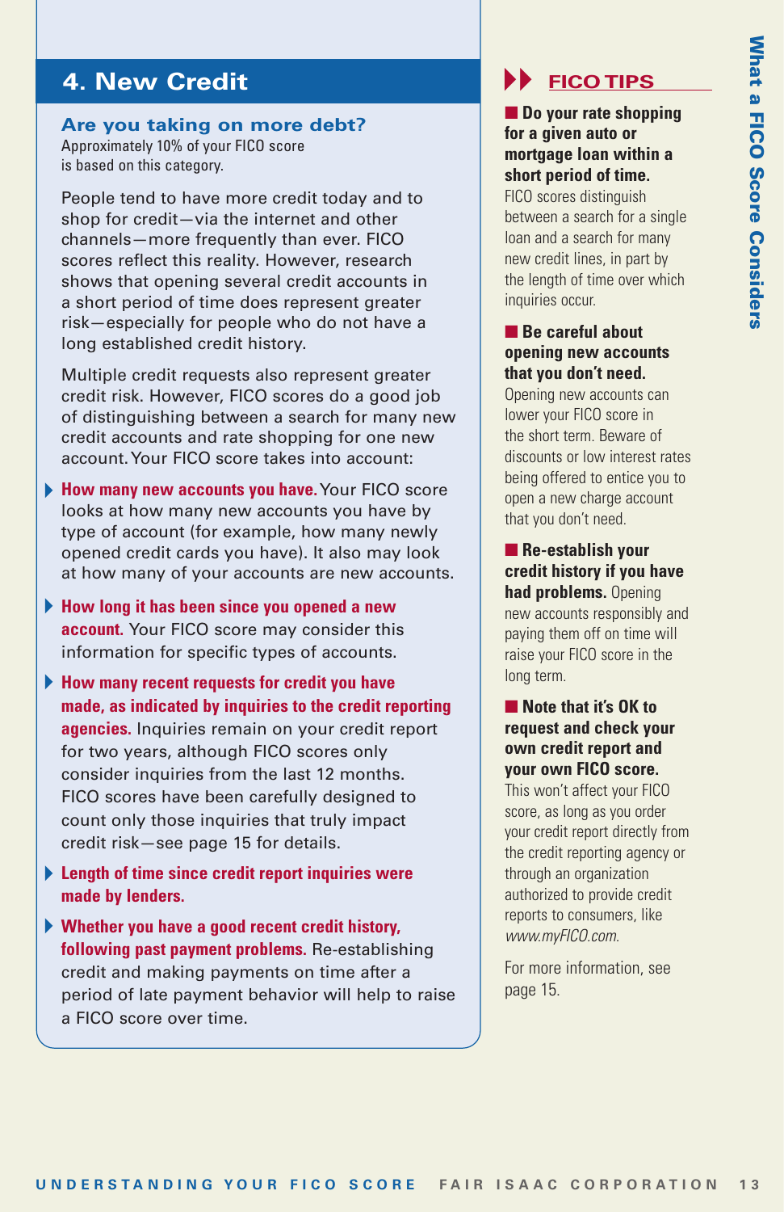## 4. New Credit

### Are you taking on more debt?

Approximately 10% of your FICO score is based on this category.

People tend to have more credit today and to shop for credit—via the internet and other channels—more frequently than ever. FICO scores reflect this reality. However, research shows that opening several credit accounts in a short period of time does represent greater risk—especially for people who do not have a long established credit history.

Multiple credit requests also represent greater credit risk. However, FICO scores do a good job of distinguishing between a search for many new credit accounts and rate shopping for one new account. Your FICO score takes into account:

- **How many new accounts you have.** Your FICO score looks at how many new accounts you have by type of account (for example, how many newly opened credit cards you have). It also may look at how many of your accounts are new accounts.
- **How long it has been since you opened a new account.** Your FICO score may consider this information for specific types of accounts.
- **How many recent requests for credit you have made, as indicated by inquiries to the credit reporting agencies.** Inquiries remain on your credit report for two years, although FICO scores only consider inquiries from the last 12 months. FICO scores have been carefully designed to count only those inquiries that truly impact credit risk—see page 15 for details.
- **Length of time since credit report inquiries were made by lenders.**
- **Whether you have a good recent credit history, following past payment problems.** Re-establishing credit and making payments on time after a period of late payment behavior will help to raise a FICO score over time.

### FICO TIPS

- **Do your rate shopping for a given auto or mortgage loan within a short period of time.** FICO scores distinguish between a search for a single loan and a search for many new credit lines, in part by the length of time over which inquiries occur.
- **Be careful about opening new accounts that you don't need.** Opening new accounts can lower your FICO score in the short term. Beware of discounts or low interest rates being offered to entice you to open a new charge account that you don't need.
- **Re-establish your credit history if you have had problems.** Opening new accounts responsibly and paying them off on time will raise your FICO score in the long term.
- **Note that it's OK to request and check your own credit report and your own FICO score.** This won't affect your FICO score, as long as you order your credit report directly from the credit reporting agency or through an organization authorized to provide credit reports to consumers, like *www.myFICO.com*.

For more information, see page 15.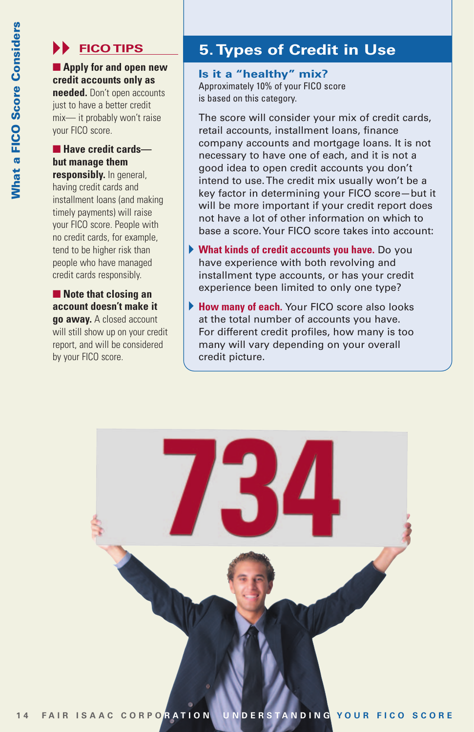## FICO TIPS

- **Apply for and open new credit accounts only as needed.** Don't open accounts just to have a better credit mix— it probably won't raise your FICO score.

- **Have credit cards—but manage them responsibly.** In general, having credit cards and installment loans (and making timely payments) will raise your FICO score. People with no credit cards, for example, tend to be higher risk than people who have managed credit cards responsibly.

- **Note that closing an account doesn't make it go away.** A closed account will still show up on your credit report, and will be considered by your FICO score.

## 5. Types of Credit in Use

### Is it a "healthy" mix?

Approximately 10% of your FICO score is based on this category.

The score will consider your mix of credit cards, retail accounts, installment loans, finance company accounts and mortgage loans. It is not necessary to have one of each, and it is not a good idea to open credit accounts you don't intend to use. The credit mix usually won't be a key factor in determining your FICO score—but it will be more important if your credit report does not have a lot of other information on which to base a score. Your FICO score takes into account:

- **What kinds of credit accounts you have.** Do you have experience with both revolving and installment type accounts, or has your credit experience been limited to only one type?

- **How many of each.** Your FICO score also looks at the total number of accounts you have. For different credit profiles, how many is too many will vary depending on your overall credit picture.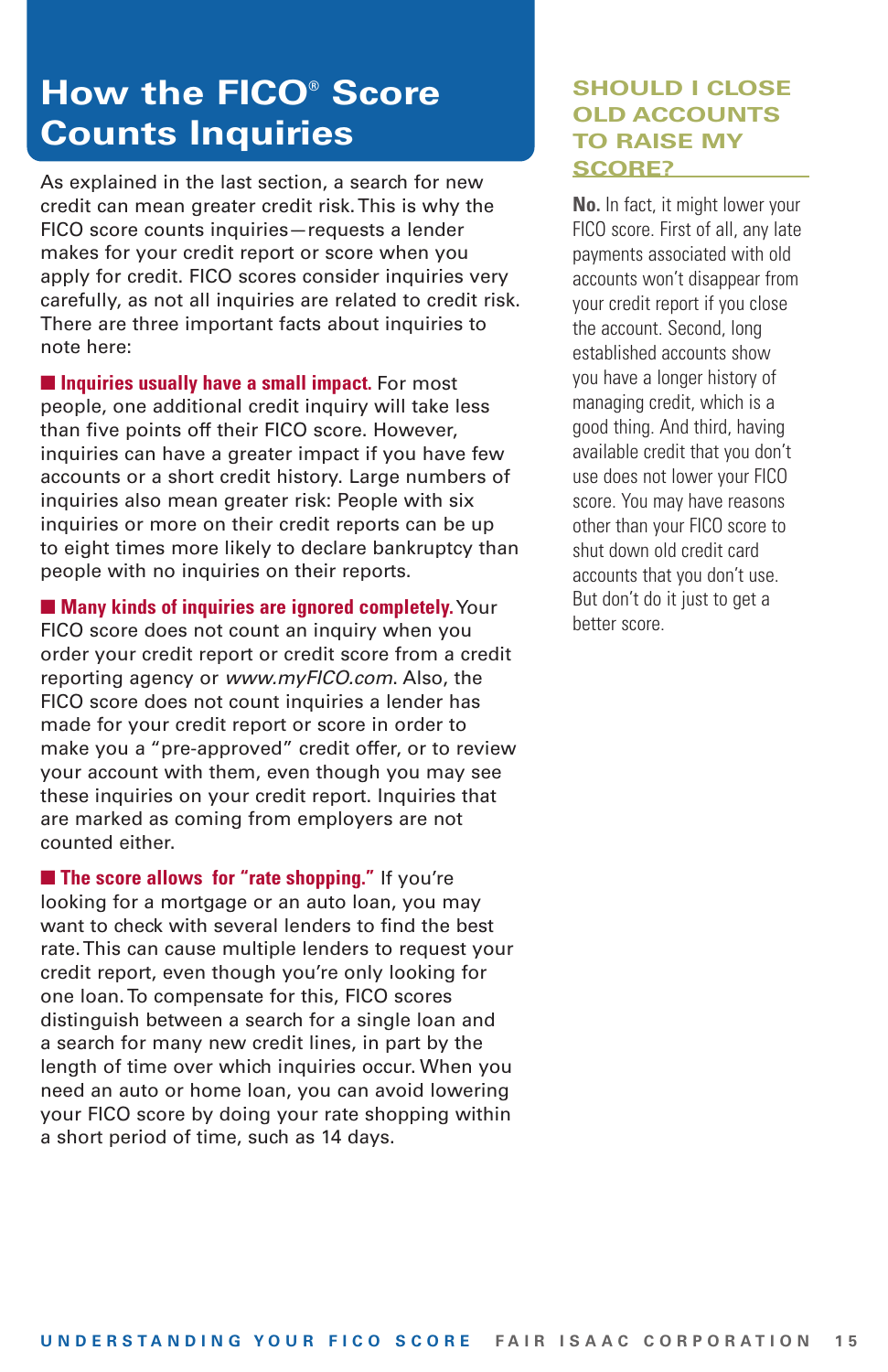# How the FICO® Score Counts Inquiries

As explained in the last section, a search for new credit can mean greater credit risk. This is why the FICO score counts inquiries—requests a lender makes for your credit report or score when you apply for credit. FICO scores consider inquiries very carefully, as not all inquiries are related to credit risk. There are three important facts about inquiries to note here:

- **Inquiries usually have a small impact.** For most people, one additional credit inquiry will take less than five points off their FICO score. However, inquiries can have a greater impact if you have few accounts or a short credit history. Large numbers of inquiries also mean greater risk: People with six inquiries or more on their credit reports can be up to eight times more likely to declare bankruptcy than people with no inquiries on their reports.

- **Many kinds of inquiries are ignored completely.** Your FICO score does not count an inquiry when you order your credit report or credit score from a credit reporting agency or *www.myFICO.com*. Also, the FICO score does not count inquiries a lender has made for your credit report or score in order to make you a "pre-approved" credit offer, or to review your account with them, even though you may see these inquiries on your credit report. Inquiries that are marked as coming from employers are not counted either.

- **The score allows for "rate shopping."** If you're looking for a mortgage or an auto loan, you may want to check with several lenders to find the best rate. This can cause multiple lenders to request your credit report, even though you're only looking for one loan. To compensate for this, FICO scores distinguish between a search for a single loan and a search for many new credit lines, in part by the length of time over which inquiries occur. When you need an auto or home loan, you can avoid lowering your FICO score by doing your rate shopping within a short period of time, such as 14 days.

## SHOULD I CLOSE OLD ACCOUNTS TO RAISE MY SCORE?

**No.** In fact, it might lower your FICO score. First of all, any late payments associated with old accounts won't disappear from your credit report if you close the account. Second, long established accounts show you have a longer history of managing credit, which is a good thing. And third, having available credit that you don't use does not lower your FICO score. You may have reasons other than your FICO score to shut down old credit card accounts that you don't use. But don't do it just to get a better score.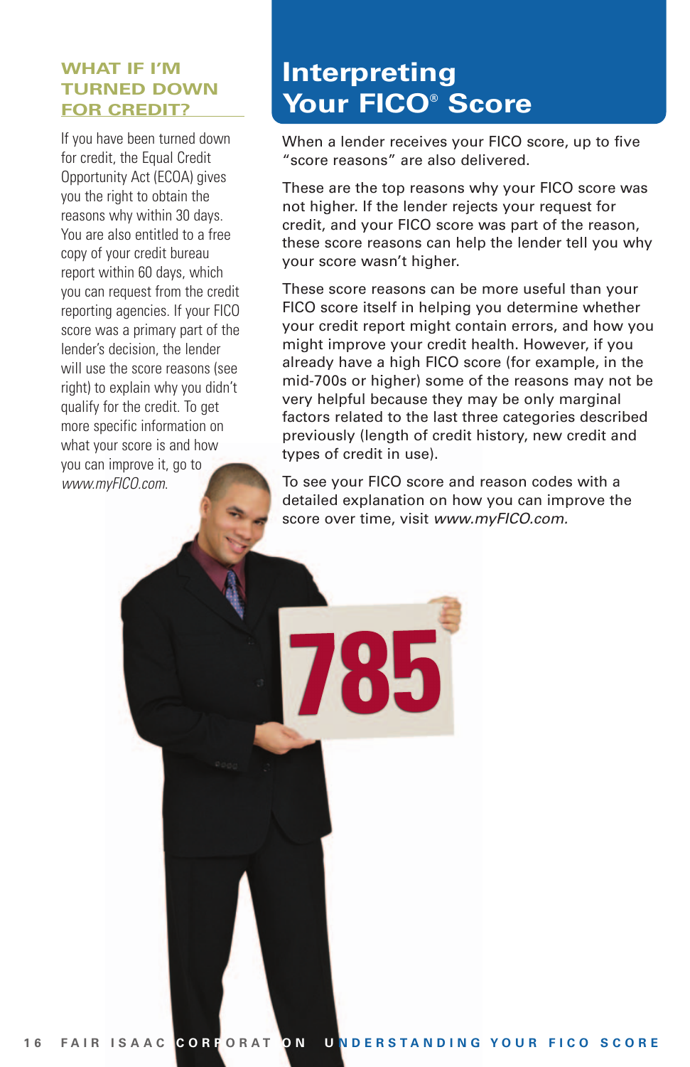## WHAT IF I'M TURNED DOWN FOR CREDIT?

If you have been turned down for credit, the Equal Credit Opportunity Act (ECOA) gives you the right to obtain the reasons why within 30 days. You are also entitled to a free copy of your credit bureau report within 60 days, which you can request from the credit reporting agencies. If your FICO score was a primary part of the lender's decision, the lender will use the score reasons (see right) to explain why you didn't qualify for the credit. To get more specific information on what your score is and how you can improve it, go to *www.myFICO.com*.

# Interpreting Your FICO® Score

When a lender receives your FICO score, up to five "score reasons" are also delivered.

These are the top reasons why your FICO score was not higher. If the lender rejects your request for credit, and your FICO score was part of the reason, these score reasons can help the lender tell you why your score wasn't higher.

These score reasons can be more useful than your FICO score itself in helping you determine whether your credit report might contain errors, and how you might improve your credit health. However, if you already have a high FICO score (for example, in the mid-700s or higher) some of the reasons may not be very helpful because they may be only marginal factors related to the last three categories described previously (length of credit history, new credit and types of credit in use).

To see your FICO score and reason codes with a detailed explanation on how you can improve the score over time, visit *www.myFICO.com*.

785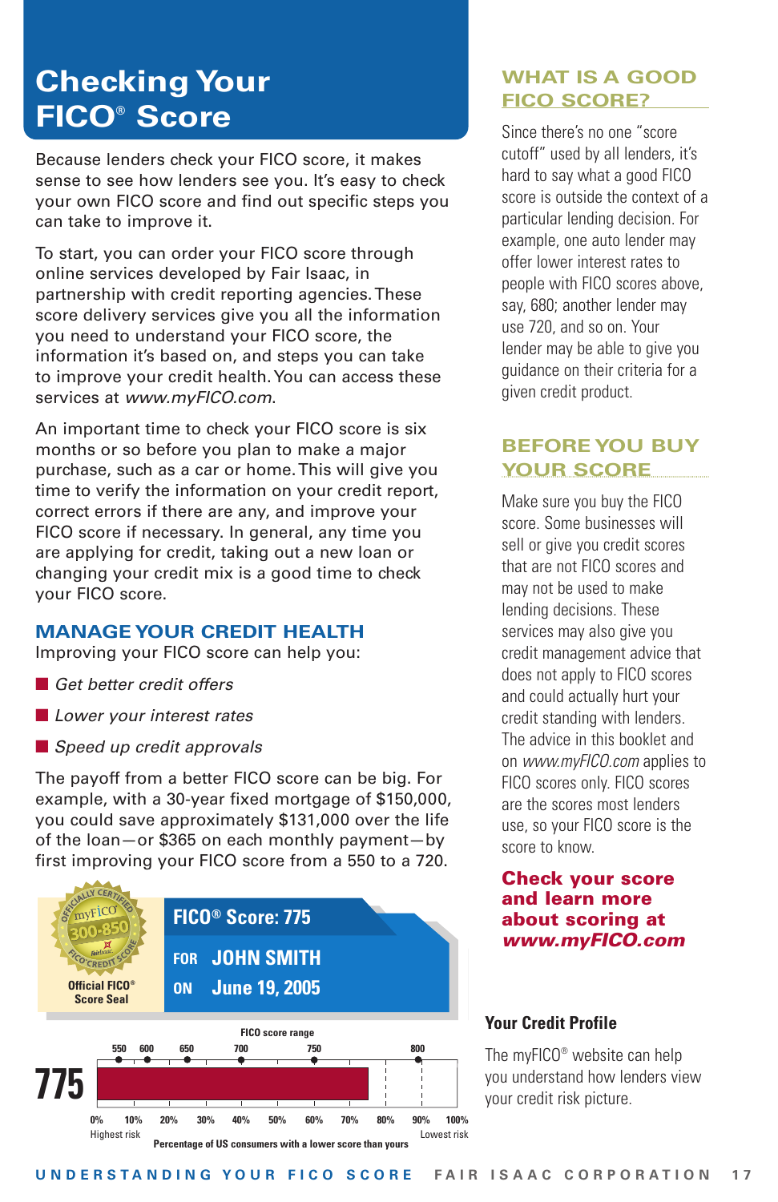# Checking Your FICO® Score

Because lenders check your FICO score, it makes sense to see how lenders see you. It's easy to check your own FICO score and find out specific steps you can take to improve it.

To start, you can order your FICO score through online services developed by Fair Isaac, in partnership with credit reporting agencies. These score delivery services give you all the information you need to understand your FICO score, the information it's based on, and steps you can take to improve your credit health. You can access these services at *www.myFICO.com*.

An important time to check your FICO score is six months or so before you plan to make a major purchase, such as a car or home. This will give you time to verify the information on your credit report, correct errors if there are any, and improve your FICO score if necessary. In general, any time you are applying for credit, taking out a new loan or changing your credit mix is a good time to check your FICO score.

## MANAGE YOUR CREDIT HEALTH

Improving your FICO score can help you:

- *Get better credit offers*
- *Lower your interest rates*
- *Speed up credit approvals*

The payoff from a better FICO score can be big. For example, with a 30-year fixed mortgage of $150,000, you could save approximately $131,000 over the life of the loan—or $365 on each monthly payment—by first improving your FICO score from a 550 to a 720.

Officially Certified myFICO 300-850 Fair Isaac FICO Credit Score

Official FICO® Score Seal

**FICO® Score: 775**

**FOR JOHN SMITH**

**ON June 19, 2005**

FICO score range: 550, 600, 650, 700, 750, 800

775

0% 10% 20% 30% 40% 50% 60% 70% 80% 90% 100%

Highest risk — Lowest risk

Percentage of US consumers with a lower score than yours

## WHAT IS A GOOD FICO SCORE?

Since there's no one "score cutoff" used by all lenders, it's hard to say what a good FICO score is outside the context of a particular lending decision. For example, one auto lender may offer lower interest rates to people with FICO scores above, say, 680; another lender may use 720, and so on. Your lender may be able to give you guidance on their criteria for a given credit product.

## BEFORE YOU BUY YOUR SCORE

Make sure you buy the FICO score. Some businesses will sell or give you credit scores that are not FICO scores and may not be used to make lending decisions. These services may also give you credit management advice that does not apply to FICO scores and could actually hurt your credit standing with lenders. The advice in this booklet and on *www.myFICO.com* applies to FICO scores only. FICO scores are the scores most lenders use, so your FICO score is the score to know.

**Check your score and learn more about scoring at *www.myFICO.com***

**Your Credit Profile**

The myFICO® website can help you understand how lenders view your credit risk picture.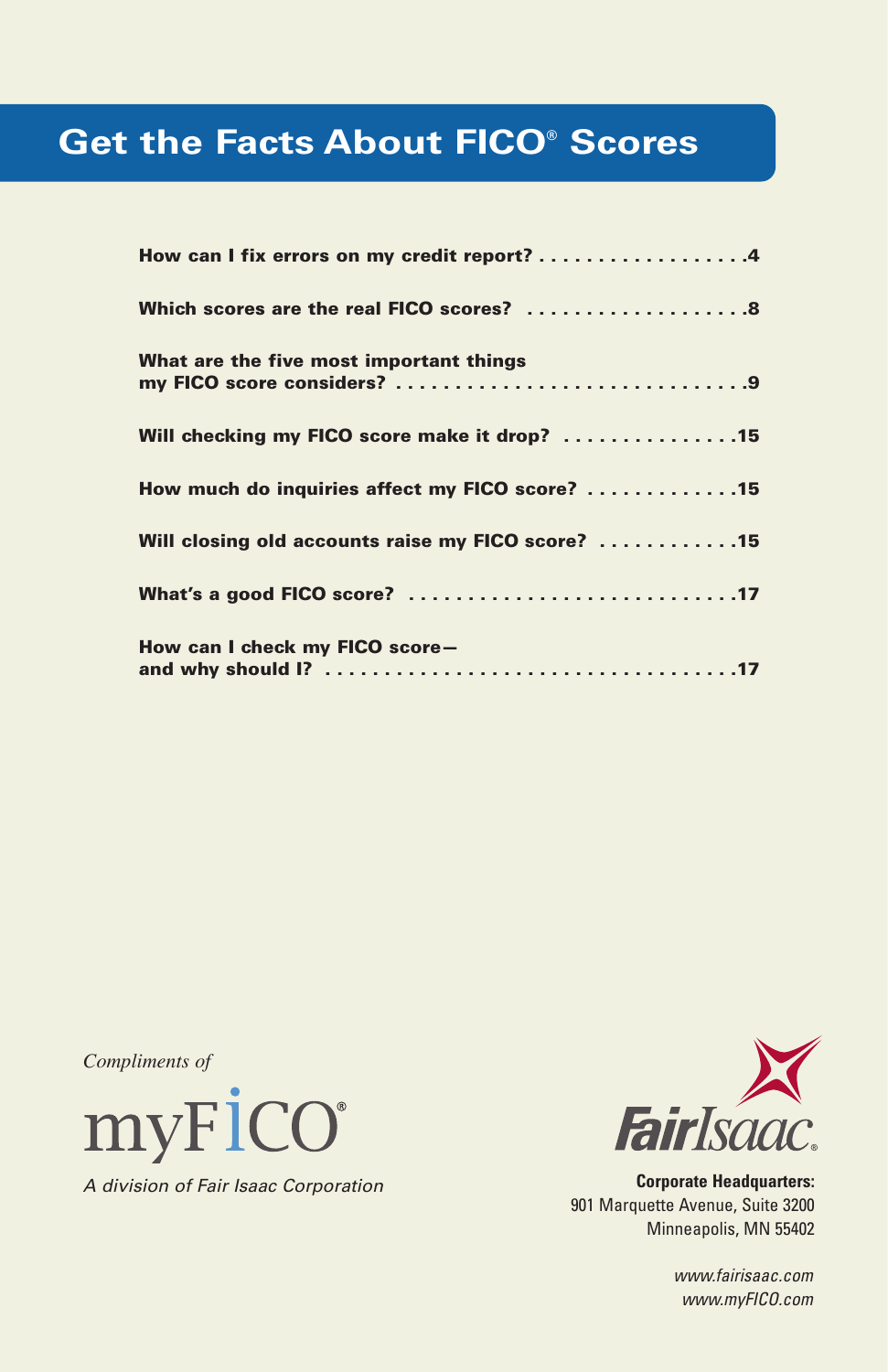# Get the Facts About FICO® Scores

| | |
|---|---|
| **How can I fix errors on my credit report?** | **4** |
| **Which scores are the real FICO scores?** | **8** |
| **What are the five most important things my FICO score considers?** | **9** |
| **Will checking my FICO score make it drop?** | **15** |
| **How much do inquiries affect my FICO score?** | **15** |
| **Will closing old accounts raise my FICO score?** | **15** |
| **What's a good FICO score?** | **17** |
| **How can I check my FICO score—and why should I?** | **17** |

*Compliments of*

myFICO®

*A division of Fair Isaac Corporation*

FairIsaac®

**Corporate Headquarters:**
901 Marquette Avenue, Suite 3200
Minneapolis, MN 55402

*www.fairisaac.com*
*www.myFICO.com*